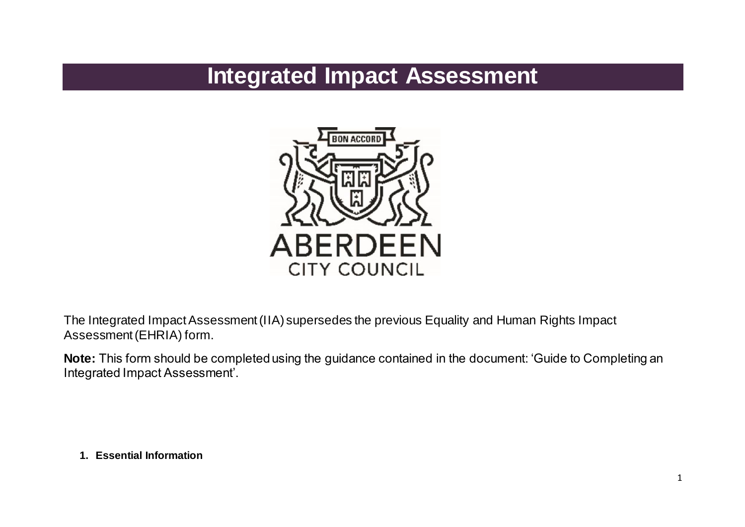# Integrated Impact Assessment

The Integrated Impact Assessment (IIA) supersedes the previous Equality and Human Rights Impact Assessment (EHRIA) form.

**Note:** This form should be completed using the guidance contained in the document: 'Guide to Completing an Integrated Impact Assessment'.

**1. Essential Information**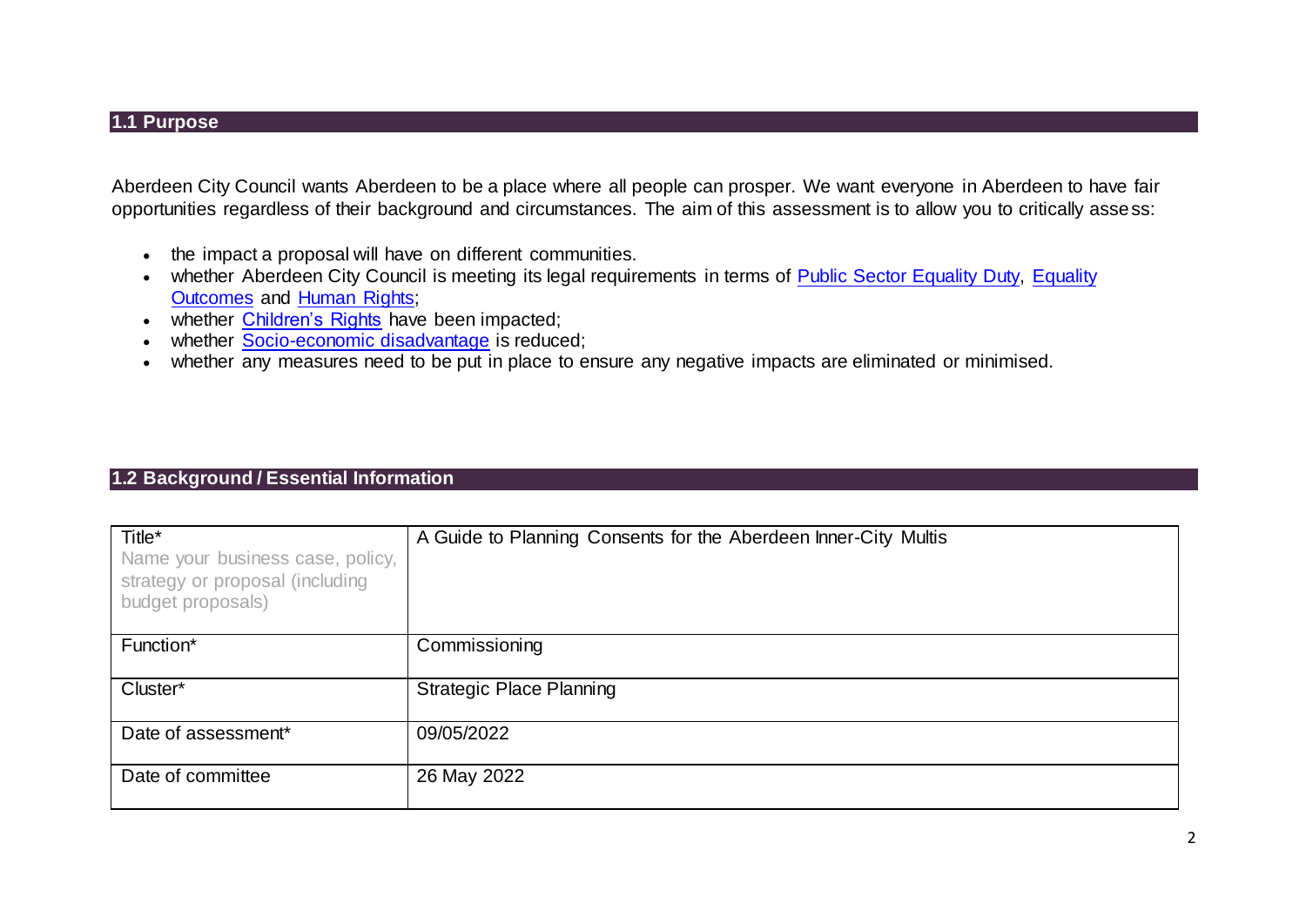## 1.1 Purpose

Aberdeen City Council wants Aberdeen to be a place where all people can prosper. We want everyone in Aberdeen to have fair opportunities regardless of their background and circumstances. The aim of this assessment is to allow you to critically assess:

- the impact a proposal will have on different communities.
- whether Aberdeen City Council is meeting its legal requirements in terms of Public Sector Equality Duty, Equality Outcomes and Human Rights;
- whether Children's Rights have been impacted;
- whether Socio-economic disadvantage is reduced;
- whether any measures need to be put in place to ensure any negative impacts are eliminated or minimised.

## 1.2 Background / Essential Information

| | |
|---|---|
| Title* Name your business case, policy, strategy or proposal (including budget proposals) | A Guide to Planning Consents for the Aberdeen Inner-City Multis |
| Function* | Commissioning |
| Cluster* | Strategic Place Planning |
| Date of assessment* | 09/05/2022 |
| Date of committee | 26 May 2022 |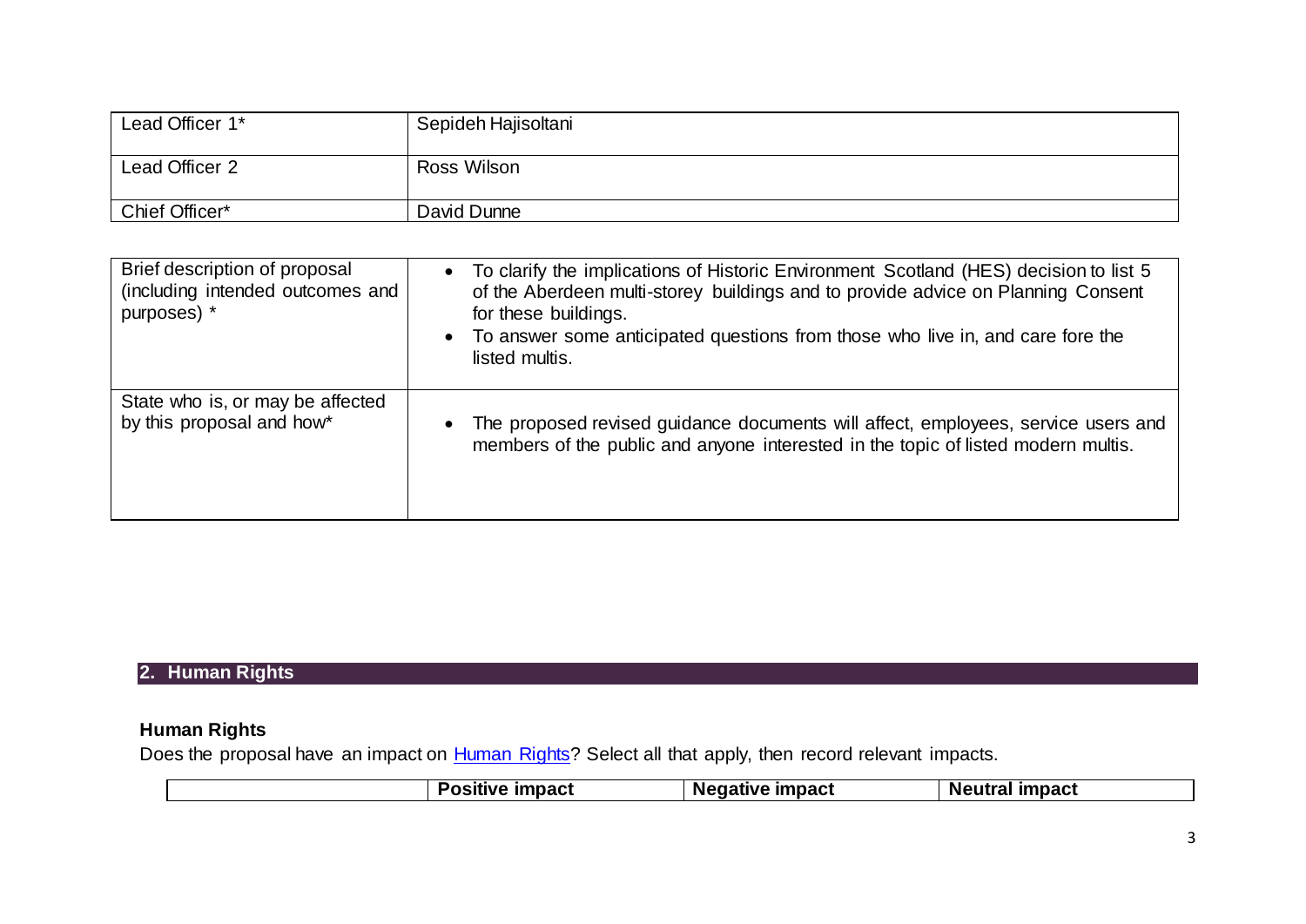| Lead Officer 1* | Sepideh Hajisoltani |
|---|---|
| Lead Officer 2 | Ross Wilson |
| Chief Officer* | David Dunne |

| Brief description of proposal (including intended outcomes and purposes) * | <ul><li>To clarify the implications of Historic Environment Scotland (HES) decision to list 5 of the Aberdeen multi-storey buildings and to provide advice on Planning Consent for these buildings.</li><li>To answer some anticipated questions from those who live in, and care fore the listed multis.</li></ul> |
|---|---|
| State who is, or may be affected by this proposal and how* | <ul><li>The proposed revised guidance documents will affect, employees, service users and members of the public and anyone interested in the topic of listed modern multis.</li></ul> |

## 2. Human Rights

### Human Rights

Does the proposal have an impact on [Human Rights](Human Rights)? Select all that apply, then record relevant impacts.

| | Positive impact | Negative impact | Neutral impact |
|---|---|---|---|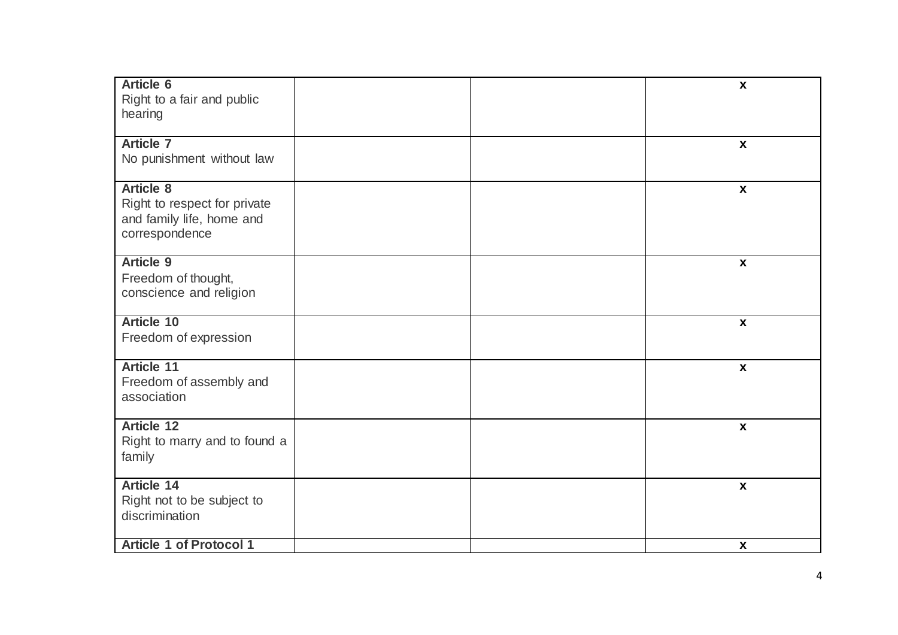| | | | |
|---|---|---|---|
| **Article 6**<br>Right to a fair and public hearing | | | **x** |
| **Article 7**<br>No punishment without law | | | **x** |
| **Article 8**<br>Right to respect for private and family life, home and correspondence | | | **x** |
| **Article 9**<br>Freedom of thought, conscience and religion | | | **x** |
| **Article 10**<br>Freedom of expression | | | **x** |
| **Article 11**<br>Freedom of assembly and association | | | **x** |
| **Article 12**<br>Right to marry and to found a family | | | **x** |
| **Article 14**<br>Right not to be subject to discrimination | | | **x** |
| **Article 1 of Protocol 1** | | | **x** |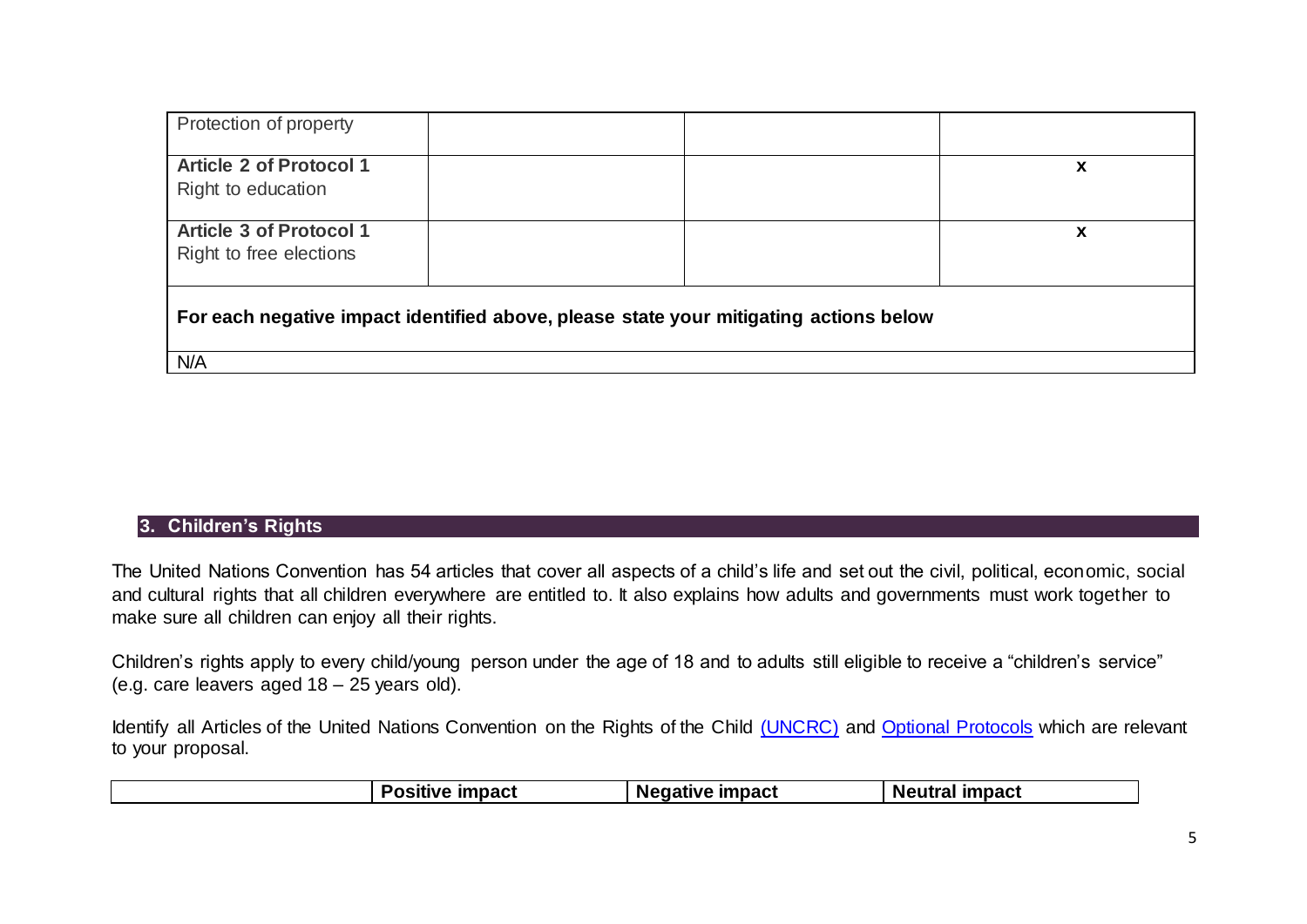| | | | |
|---|---|---|---|
| Protection of property | | | |
| **Article 2 of Protocol 1** Right to education | | | **x** |
| **Article 3 of Protocol 1** Right to free elections | | | **x** |
| **For each negative impact identified above, please state your mitigating actions below** | | | |
| N/A | | | |

## 3. Children's Rights

The United Nations Convention has 54 articles that cover all aspects of a child's life and set out the civil, political, economic, social and cultural rights that all children everywhere are entitled to. It also explains how adults and governments must work together to make sure all children can enjoy all their rights.

Children's rights apply to every child/young person under the age of 18 and to adults still eligible to receive a "children's service" (e.g. care leavers aged 18 – 25 years old).

Identify all Articles of the United Nations Convention on the Rights of the Child (UNCRC) and Optional Protocols which are relevant to your proposal.

| | Positive impact | Negative impact | Neutral impact |
|---|---|---|---|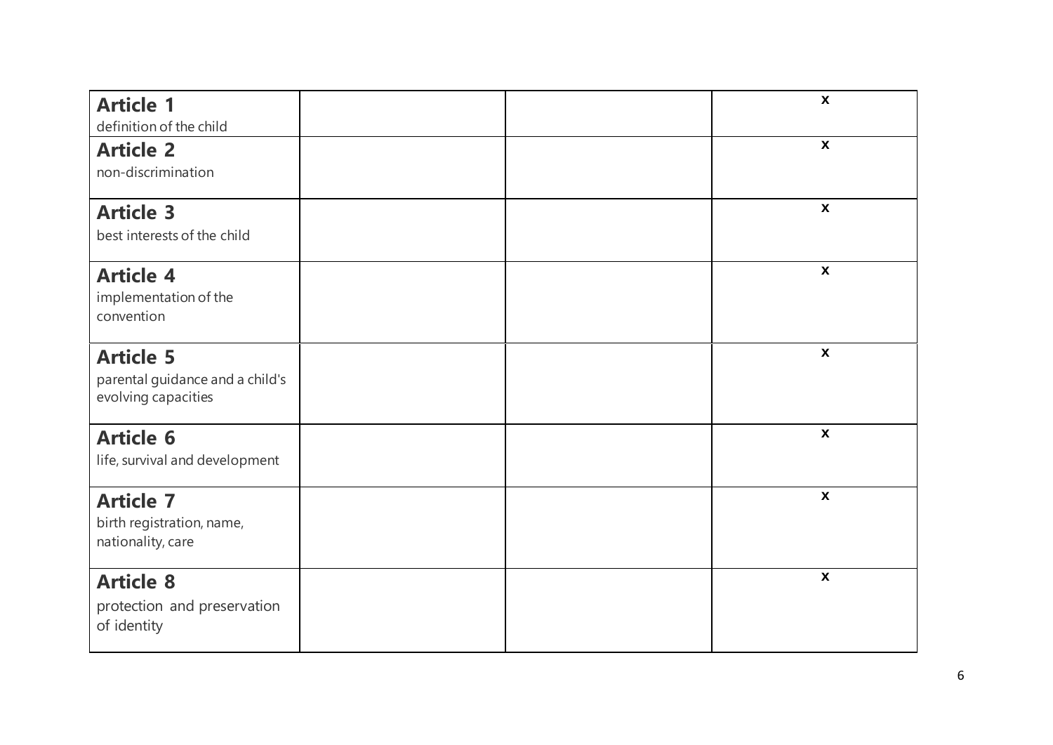| | | | |
|---|---|---|---|
| **Article 1**<br>definition of the child | | | x |
| **Article 2**<br>non-discrimination | | | x |
| **Article 3**<br>best interests of the child | | | x |
| **Article 4**<br>implementation of the convention | | | x |
| **Article 5**<br>parental guidance and a child's evolving capacities | | | x |
| **Article 6**<br>life, survival and development | | | x |
| **Article 7**<br>birth registration, name, nationality, care | | | x |
| **Article 8**<br>protection and preservation of identity | | | x |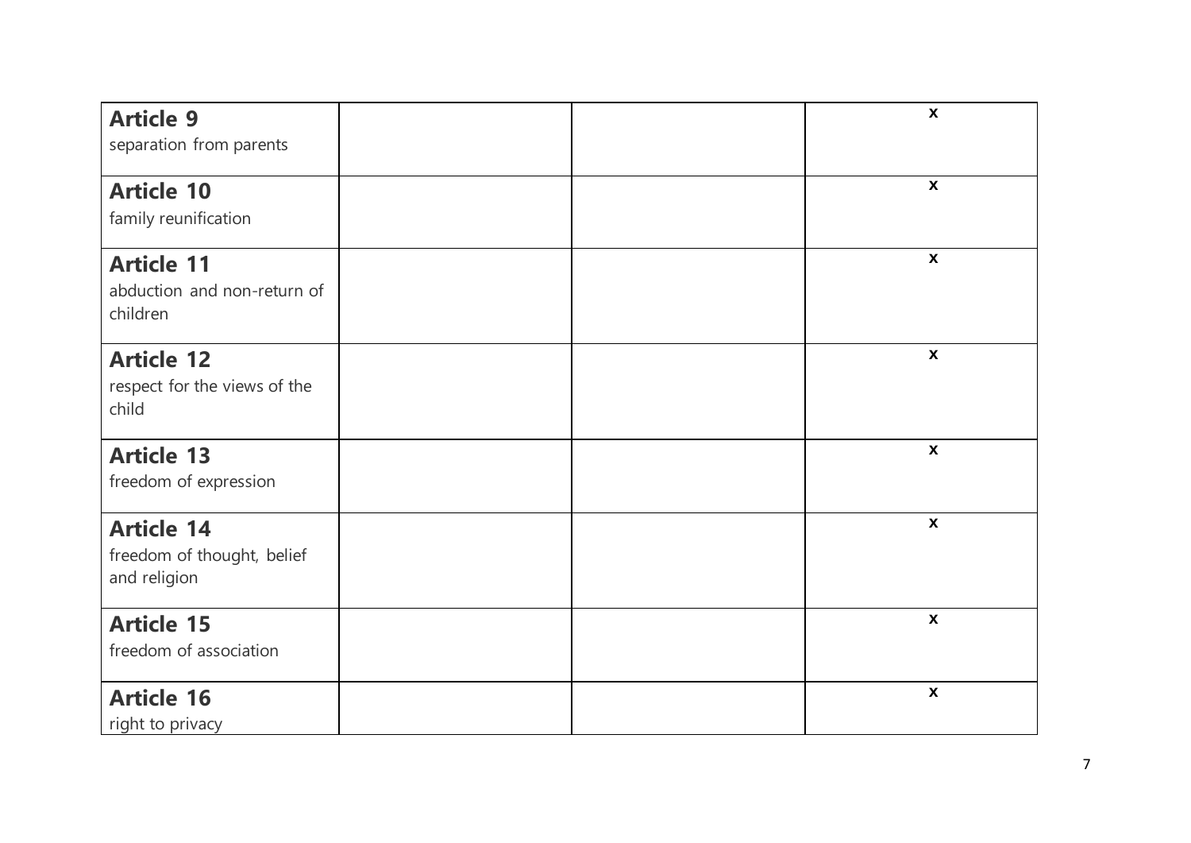| | | | |
|---|---|---|---|
| **Article 9**<br>separation from parents | | | x |
| **Article 10**<br>family reunification | | | x |
| **Article 11**<br>abduction and non-return of children | | | x |
| **Article 12**<br>respect for the views of the child | | | x |
| **Article 13**<br>freedom of expression | | | x |
| **Article 14**<br>freedom of thought, belief and religion | | | x |
| **Article 15**<br>freedom of association | | | x |
| **Article 16**<br>right to privacy | | | x |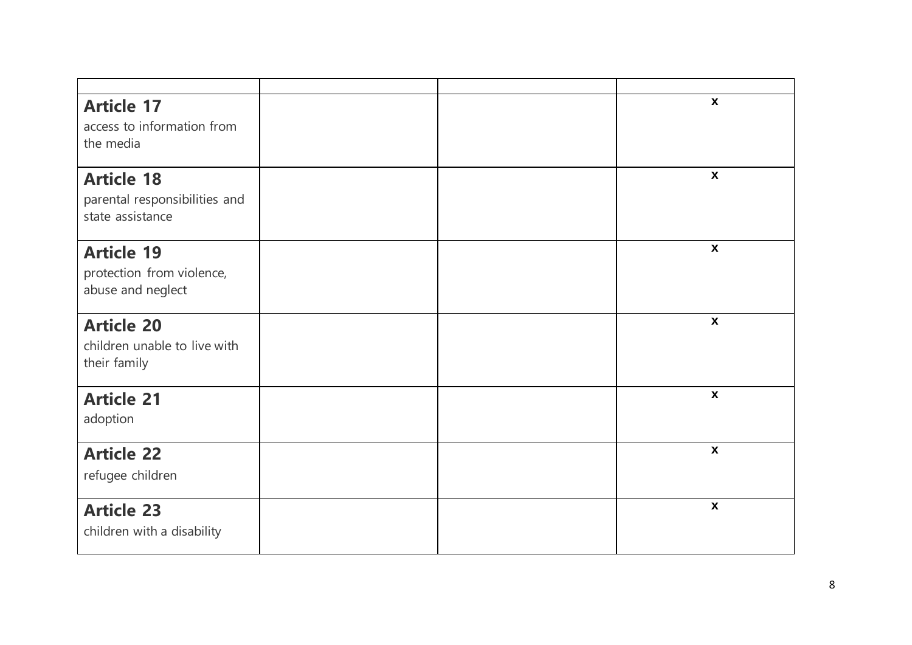| | | | |
|---|---|---|---|
| **Article 17**<br>access to information from the media | | | x |
| **Article 18**<br>parental responsibilities and state assistance | | | x |
| **Article 19**<br>protection from violence, abuse and neglect | | | x |
| **Article 20**<br>children unable to live with their family | | | x |
| **Article 21**<br>adoption | | | x |
| **Article 22**<br>refugee children | | | x |
| **Article 23**<br>children with a disability | | | x |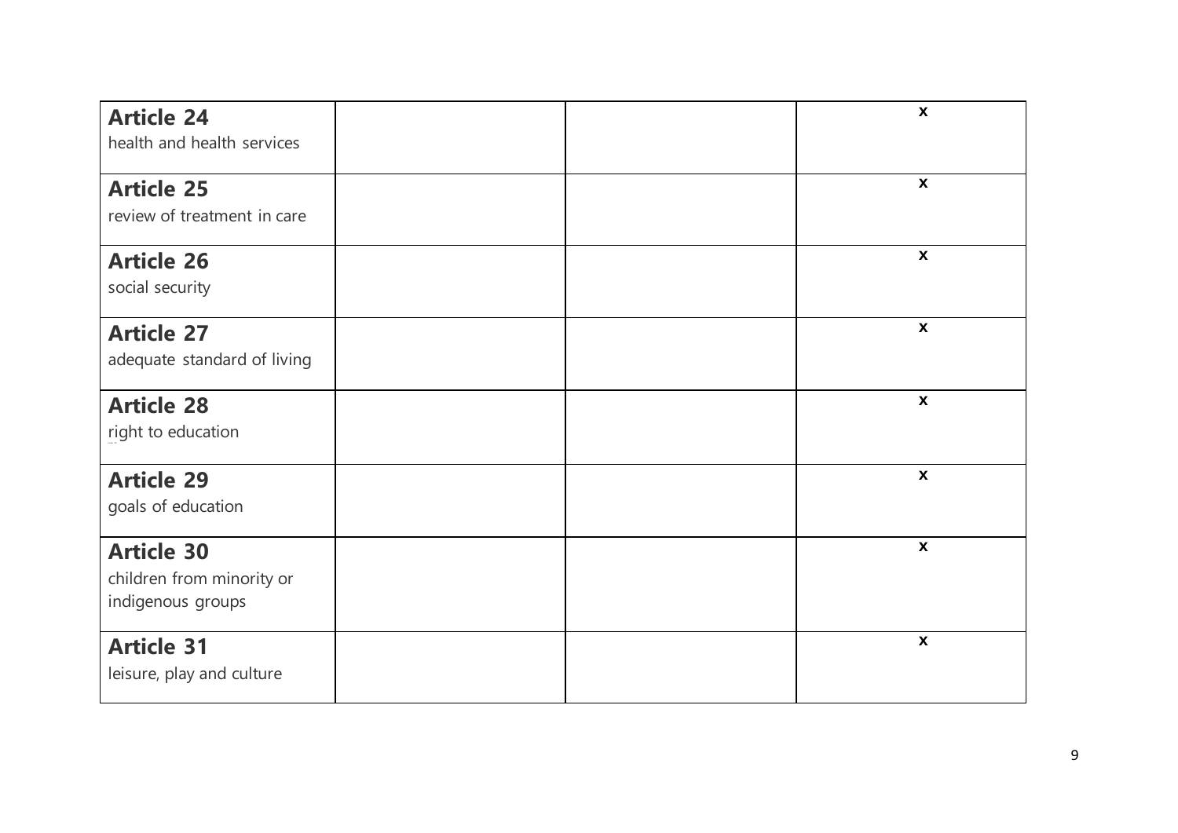| | | | |
|---|---|---|---|
| **Article 24**<br>health and health services | | | x |
| **Article 25**<br>review of treatment in care | | | x |
| **Article 26**<br>social security | | | x |
| **Article 27**<br>adequate standard of living | | | x |
| **Article 28**<br>right to education | | | x |
| **Article 29**<br>goals of education | | | x |
| **Article 30**<br>children from minority or indigenous groups | | | x |
| **Article 31**<br>leisure, play and culture | | | x |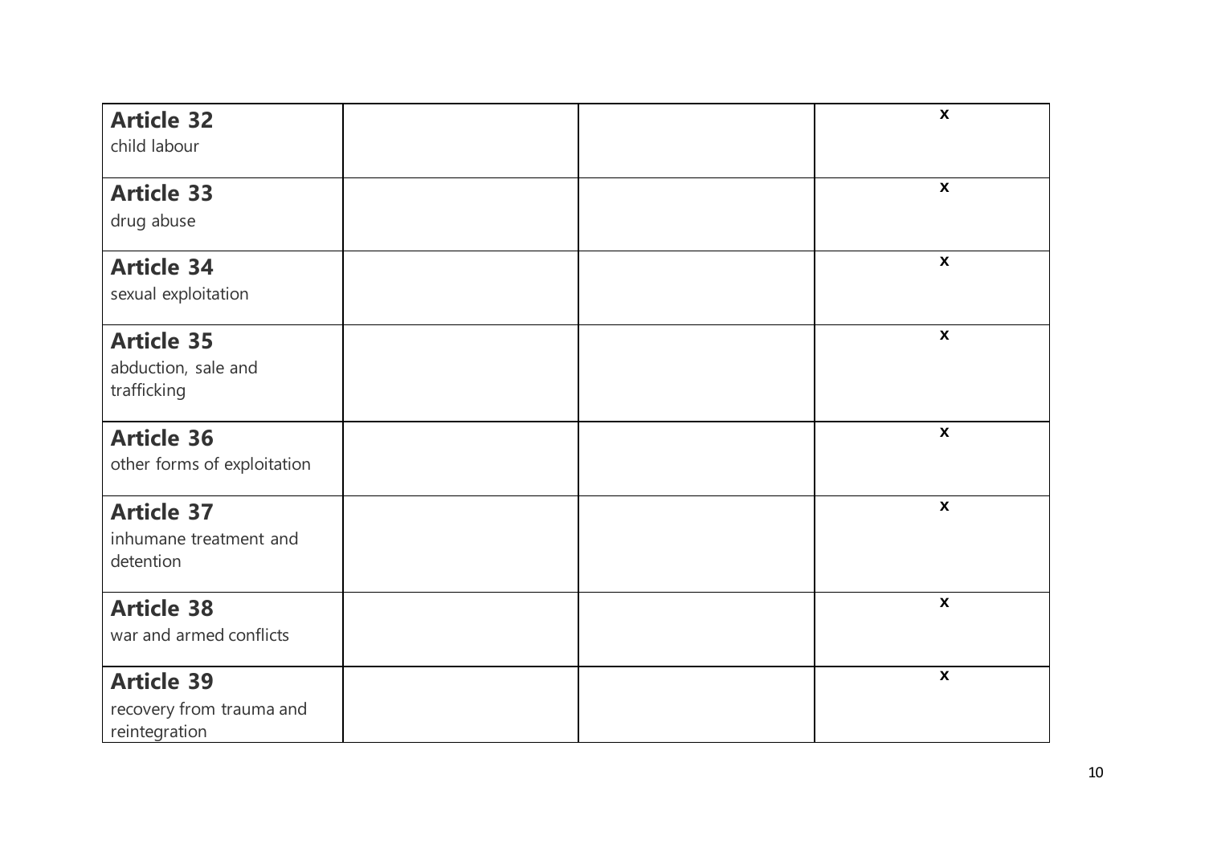| | | | |
|---|---|---|---|
| **Article 32**<br>child labour | | | x |
| **Article 33**<br>drug abuse | | | x |
| **Article 34**<br>sexual exploitation | | | x |
| **Article 35**<br>abduction, sale and trafficking | | | x |
| **Article 36**<br>other forms of exploitation | | | x |
| **Article 37**<br>inhumane treatment and detention | | | x |
| **Article 38**<br>war and armed conflicts | | | x |
| **Article 39**<br>recovery from trauma and reintegration | | | x |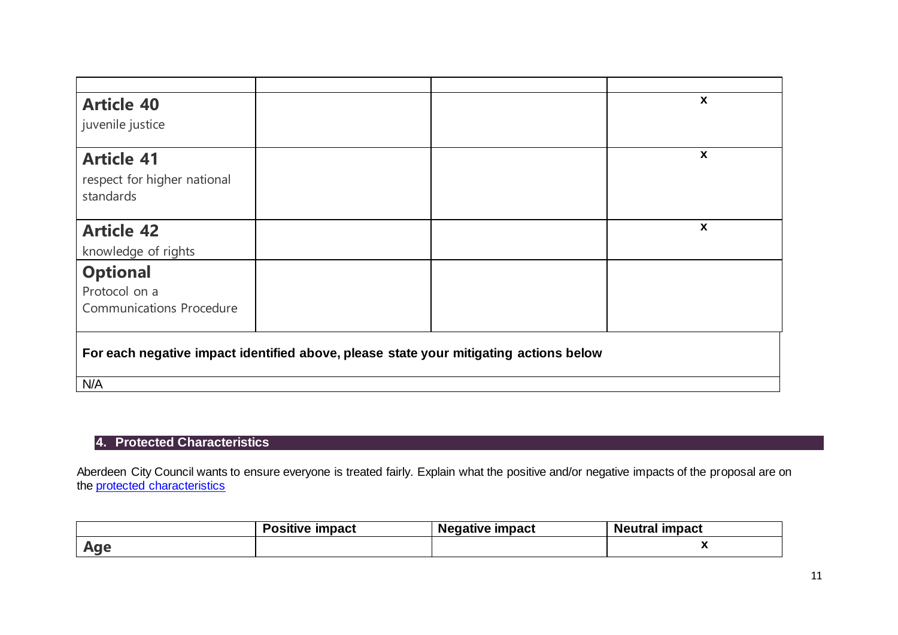| | | | |
|---|---|---|---|
| **Article 40**<br>juvenile justice | | | x |
| **Article 41**<br>respect for higher national standards | | | x |
| **Article 42**<br>knowledge of rights | | | x |
| **Optional**<br>Protocol on a Communications Procedure | | | |

**For each negative impact identified above, please state your mitigating actions below**

N/A

## 4. Protected Characteristics

Aberdeen City Council wants to ensure everyone is treated fairly. Explain what the positive and/or negative impacts of the proposal are on the [protected characteristics](https://www.equalityhumanrights.com/en/equality-act/protected-characteristics)

| | Positive impact | Negative impact | Neutral impact |
|---|---|---|---|
| **Age** | | | x |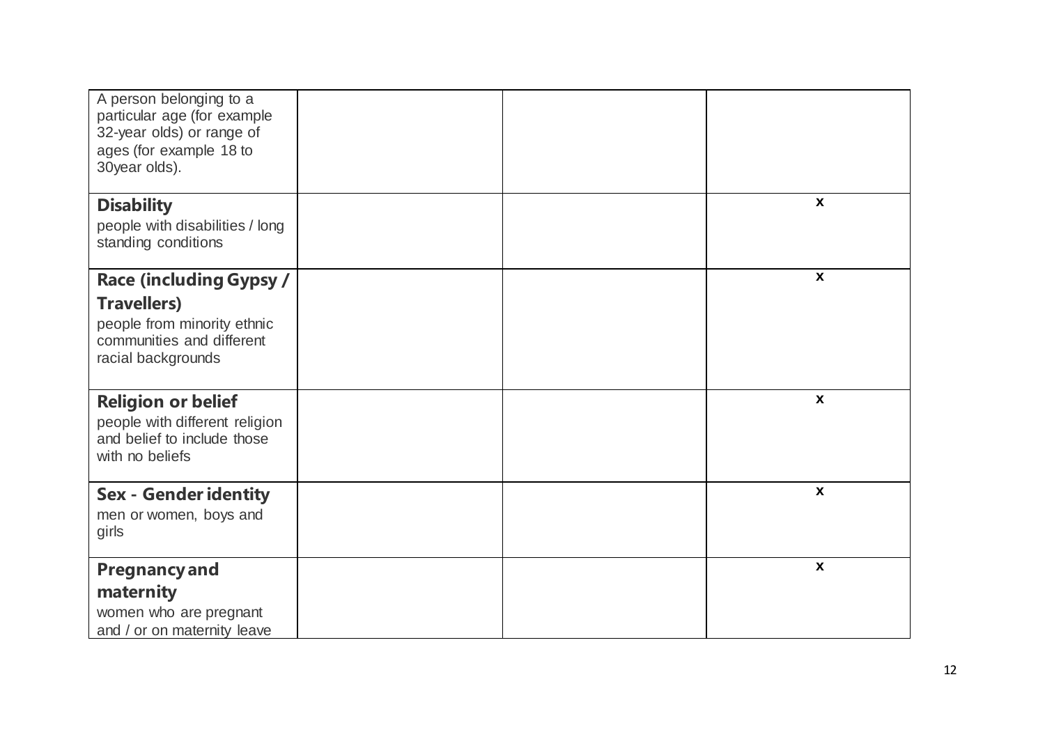| | | | |
|---|---|---|---|
| A person belonging to a particular age (for example 32-year olds) or range of ages (for example 18 to 30year olds). | | | |
| **Disability**<br>people with disabilities / long standing conditions | | | x |
| **Race (including Gypsy / Travellers)**<br>people from minority ethnic communities and different racial backgrounds | | | x |
| **Religion or belief**<br>people with different religion and belief to include those with no beliefs | | | x |
| **Sex - Gender identity**<br>men or women, boys and girls | | | x |
| **Pregnancy and maternity**<br>women who are pregnant and / or on maternity leave | | | x |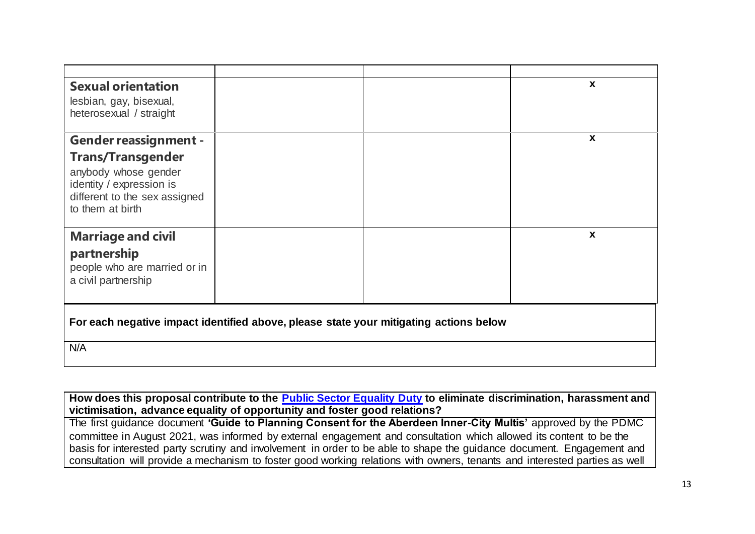| | | | |
|---|---|---|---|
| **Sexual orientation**<br>lesbian, gay, bisexual, heterosexual / straight | | | **x** |
| **Gender reassignment - Trans/Transgender**<br>anybody whose gender identity / expression is different to the sex assigned to them at birth | | | **x** |
| **Marriage and civil partnership**<br>people who are married or in a civil partnership | | | **x** |

| For each negative impact identified above, please state your mitigating actions below |
|---|
| N/A |

| How does this proposal contribute to the [Public Sector Equality Duty]() to eliminate discrimination, harassment and victimisation, advance equality of opportunity and foster good relations? |
|---|
| The first guidance document **'Guide to Planning Consent for the Aberdeen Inner-City Multis'** approved by the PDMC committee in August 2021, was informed by external engagement and consultation which allowed its content to be the basis for interested party scrutiny and involvement in order to be able to shape the guidance document. Engagement and consultation will provide a mechanism to foster good working relations with owners, tenants and interested parties as well |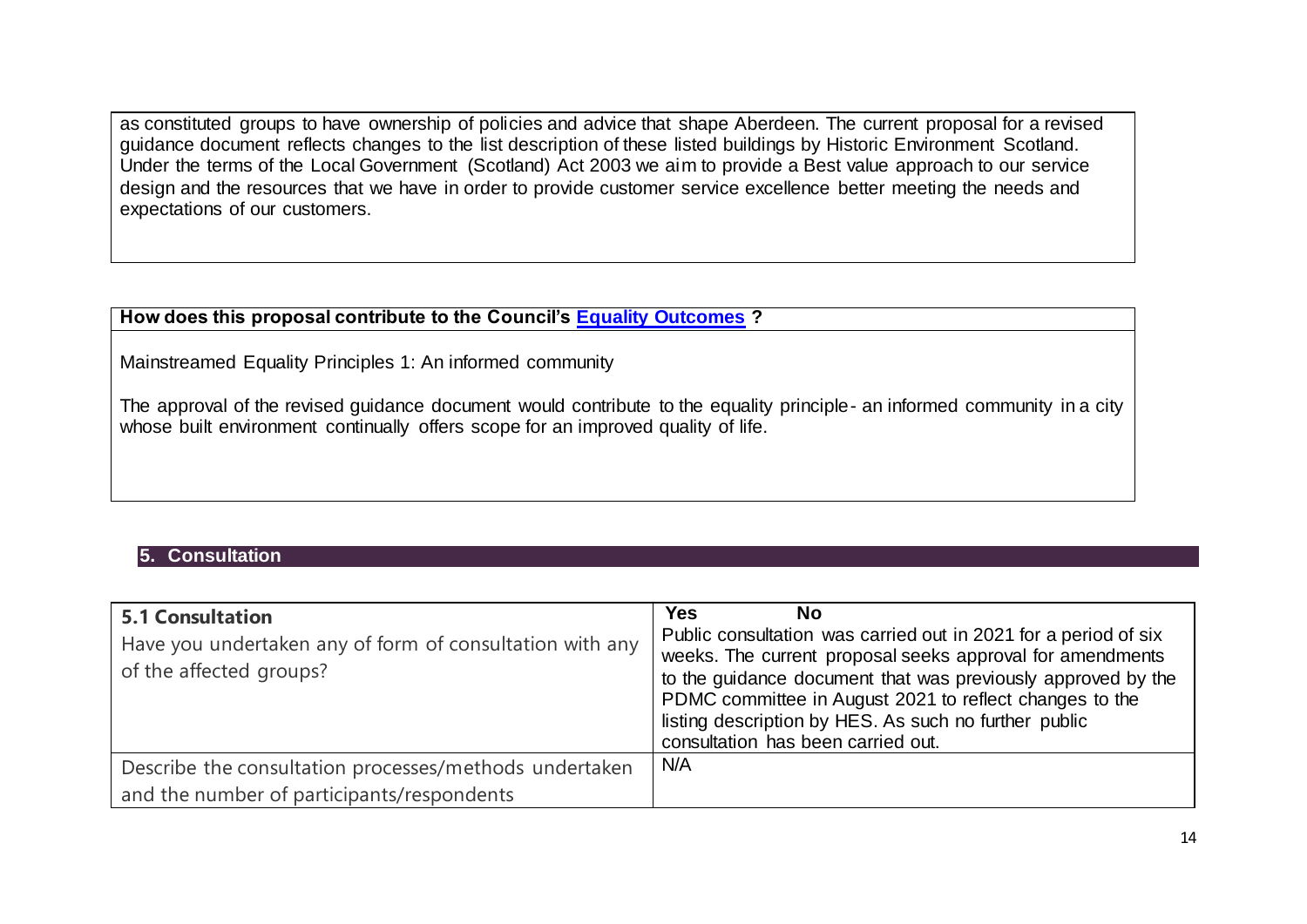as constituted groups to have ownership of policies and advice that shape Aberdeen. The current proposal for a revised guidance document reflects changes to the list description of these listed buildings by Historic Environment Scotland. Under the terms of the Local Government (Scotland) Act 2003 we aim to provide a Best value approach to our service design and the resources that we have in order to provide customer service excellence better meeting the needs and expectations of our customers.

**How does this proposal contribute to the Council's [Equality Outcomes](#) ?**

Mainstreamed Equality Principles 1: An informed community

The approval of the revised guidance document would contribute to the equality principle- an informed community in a city whose built environment continually offers scope for an improved quality of life.

## 5. Consultation

| **5.1 Consultation**<br>Have you undertaken any of form of consultation with any of the affected groups? | **Yes** **No**<br>Public consultation was carried out in 2021 for a period of six weeks. The current proposal seeks approval for amendments to the guidance document that was previously approved by the PDMC committee in August 2021 to reflect changes to the listing description by HES. As such no further public consultation has been carried out. |
|---|---|
| Describe the consultation processes/methods undertaken and the number of participants/respondents | N/A |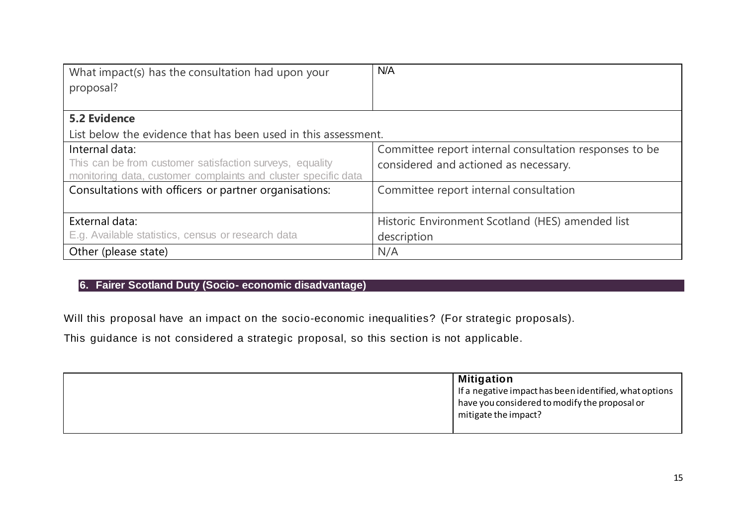| What impact(s) has the consultation had upon your proposal? | N/A |
| --- | --- |
| **5.2 Evidence**<br>List below the evidence that has been used in this assessment. | |
| Internal data:<br>This can be from customer satisfaction surveys, equality monitoring data, customer complaints and cluster specific data | Committee report internal consultation responses to be considered and actioned as necessary. |
| Consultations with officers or partner organisations: | Committee report internal consultation |
| External data:<br>E.g. Available statistics, census or research data | Historic Environment Scotland (HES) amended list description |
| Other (please state) | N/A |

## 6. Fairer Scotland Duty (Socio- economic disadvantage)

Will this proposal have an impact on the socio-economic inequalities? (For strategic proposals).

This guidance is not considered a strategic proposal, so this section is not applicable.

| | **Mitigation**<br>If a negative impact has been identified, what options have you considered to modify the proposal or mitigate the impact? |
| --- | --- |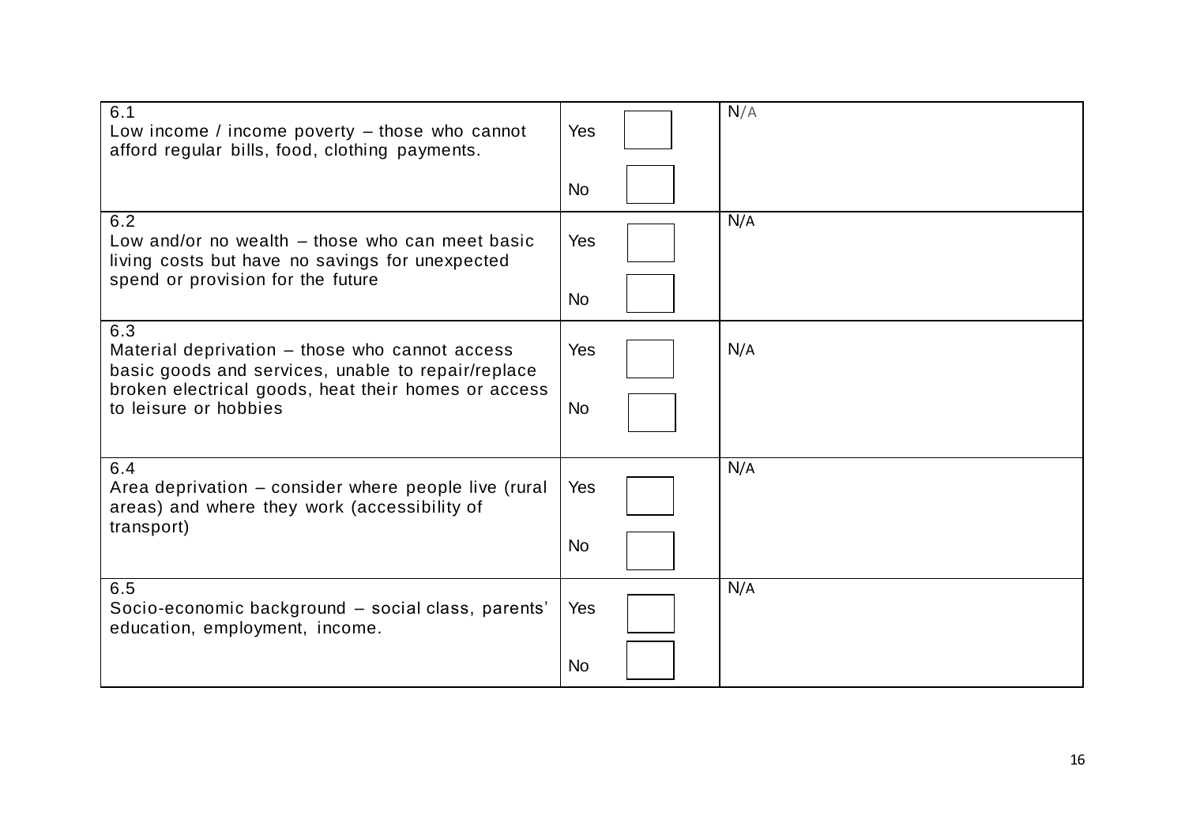| | | |
|---|---|---|
| 6.1<br>Low income / income poverty – those who cannot afford regular bills, food, clothing payments. | Yes ☐<br>No ☐ | N/A |
| 6.2<br>Low and/or no wealth – those who can meet basic living costs but have no savings for unexpected spend or provision for the future | Yes ☐<br>No ☐ | N/A |
| 6.3<br>Material deprivation – those who cannot access basic goods and services, unable to repair/replace broken electrical goods, heat their homes or access to leisure or hobbies | Yes ☐<br>No ☐ | N/A |
| 6.4<br>Area deprivation – consider where people live (rural areas) and where they work (accessibility of transport) | Yes ☐<br>No ☐ | N/A |
| 6.5<br>Socio-economic background – social class, parents' education, employment, income. | Yes ☐<br>No ☐ | N/A |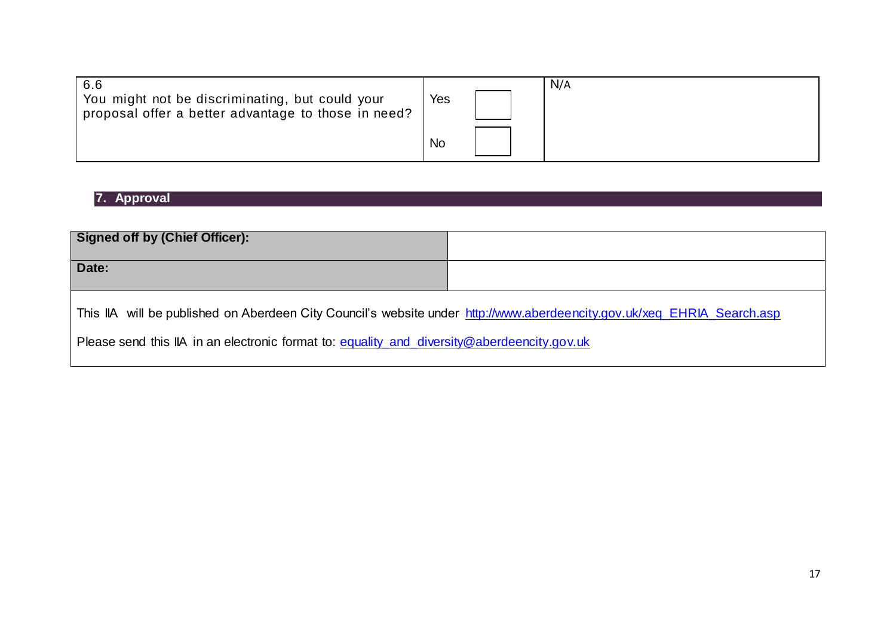| | | |
|---|---|---|
| 6.6<br>You might not be discriminating, but could your proposal offer a better advantage to those in need? | Yes ☐<br>No ☐ | N/A |

## 7. Approval

| | |
|---|---|
| **Signed off by (Chief Officer):** | |
| **Date:** | |

This IIA will be published on Aberdeen City Council's website under http://www.aberdeencity.gov.uk/xeq_EHRIA_Search.asp

Please send this IIA in an electronic format to: equality_and_diversity@aberdeencity.gov.uk